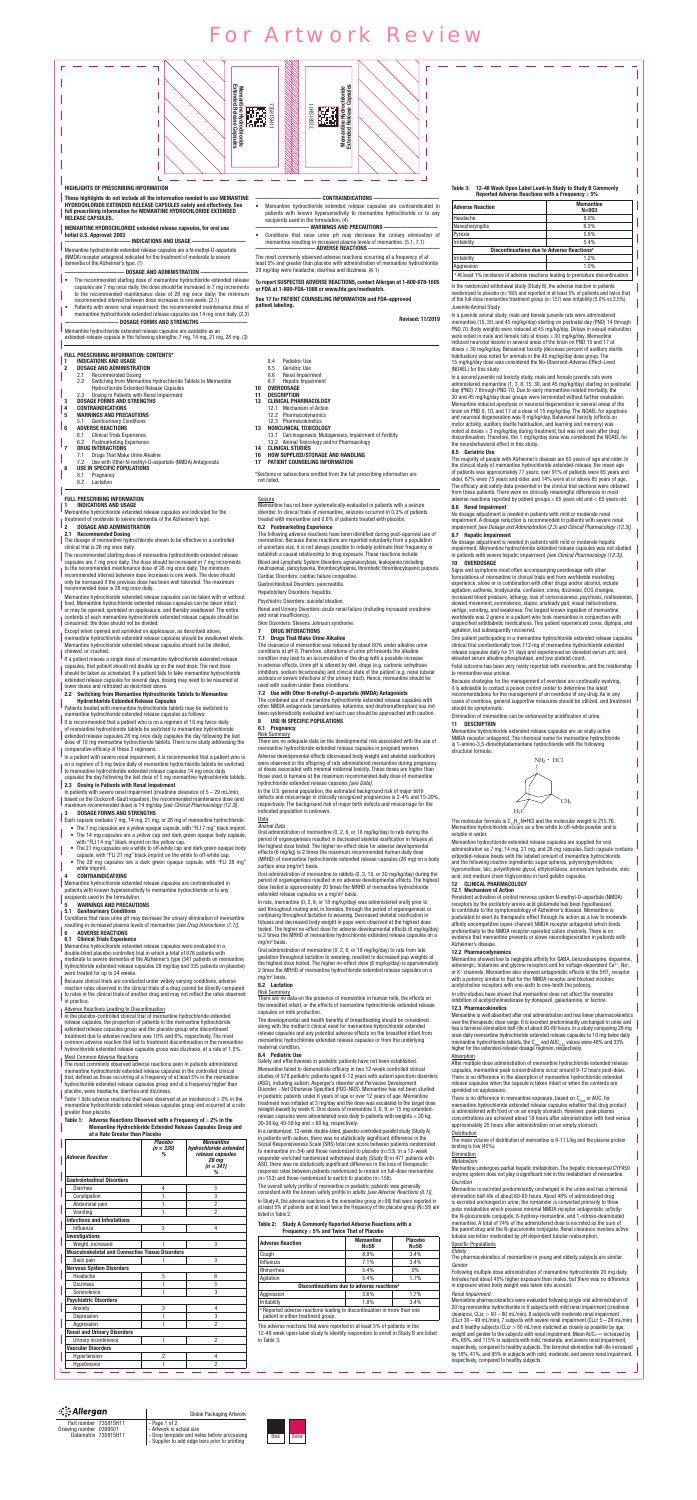For Artwork Review

Memantine Hydrochloride Extended-Release Capsules

73581H1

**HIGHLIGHTS OF PRESCRIBING INFORMATION**

These highlights do not include all the information needed to use MEMANTINE HYDROCHLORIDE EXTENDED RELEASE CAPSULES safely and effectively. See full prescribing information for MEMANTINE HYDROCHLORIDE EXTENDED RELEASE CAPSULES.

MEMANTINE HYDROCHLORIDE extended release capsules, for oral use
Initial U.S. Approval: 2003

**INDICATIONS AND USAGE**

Memantine hydrochloride extended release capsules are a N-methyl-D-aspartate (NMDA) receptor antagonist indicated for the treatment of moderate to severe dementia of the Alzheimer's type. (1)

**DOSAGE AND ADMINISTRATION**

- The recommended starting dose of memantine hydrochloride extended release capsules are 7 mg once daily. the dose should be increased in 7 mg increments to the recommended maintenance dose of 28 mg once daily; the minimum recommended interval between dose increases is one week. (2.1)
- Patients with severe renal impairment: the recommended maintenance dose of memantine hydrochloride extended release capsules are 14 mg once daily. (2.3)

**DOSAGE FORMS AND STRENGTHS**

Memantine hydrochloride extended release capsules are available as an extended-release capsule in the following strengths: 7 mg, 14 mg, 21 mg, 28 mg. (3)

**CONTRAINDICATIONS**

- Memantine hydrochloride extended release capsules are contraindicated in patients with known hypersensitivity to memantine hydrochloride or to any excipients used in the formulation. (4)

**WARNINGS AND PRECAUTIONS**

- Conditions that raise urine pH may decrease the urinary elimination of memantine resulting in increased plasma levels of memantine. (5.1, 7.1)

**ADVERSE REACTIONS**

The most commonly observed adverse reactions occurring at a frequency of at least 5% and greater than placebo with administration of memantine hydrochloride 28 mg/day were headache, diarrhea and dizziness. (6.1)

**To report SUSPECTED ADVERSE REACTIONS, contact Allergan at 1-800-678-1605 or FDA at 1-800-FDA-1088 or www.fda.gov/medwatch.**

**See 17 for PATIENT COUNSELING INFORMATION and FDA-approved patient labeling.**

**Revised: 11/2019**

**FULL PRESCRIBING INFORMATION: CONTENTS***

**1 INDICATIONS AND USAGE**
**2 DOSAGE AND ADMINISTRATION**
2.1 Recommended Dosing
2.2 Switching from Memantine Hydrochloride Tablets to Memantine Hydrochloride Extended Release Capsules
2.3 Dosing in Patients with Renal Impairment
**3 DOSAGE FORMS AND STRENGTHS**
**4 CONTRAINDICATIONS**
**5 WARNINGS AND PRECAUTIONS**
5.1 Genitourinary Conditions
**6 ADVERSE REACTIONS**
6.1 Clinical Trials Experience
6.2 Postmarketing Experience
**7 DRUG INTERACTIONS**
7.1 Drugs That Make Urine Alkaline
7.2 Use with Other N-methyl-D-aspartate (NMDA) Antagonists
**8 USE IN SPECIFIC POPULATIONS**
8.1 Pregnancy
8.2 Lactation
8.4 Pediatric Use
8.5 Geriatric Use
8.6 Renal Impairment
8.7 Hepatic Impairment
**10 OVERDOSAGE**
**11 DESCRIPTION**
**12 CLINICAL PHARMACOLOGY**
12.1 Mechanism of Action
12.2 Pharmacodynamics
12.3 Pharmacokinetics
**13 NONCLINICAL TOXICOLOGY**
13.1 Carcinogenesis, Mutagenesis, Impairment of Fertility
13.2 Animal Toxicology and/or Pharmacology
**14 CLINICAL STUDIES**
**16 HOW SUPPLIED/STORAGE AND HANDLING**
**17 PATIENT COUNSELING INFORMATION**

*Sections or subsections omitted from the full prescribing information are not listed.

**FULL PRESCRIBING INFORMATION**

**1 INDICATIONS AND USAGE**

Memantine hydrochloride extended release capsules are indicated for the treatment of moderate to severe dementia of the Alzheimer's type.

**2 DOSAGE AND ADMINISTRATION**

**2.1 Recommended Dosing**

The dosage of memantine hydrochloride shown to be effective in a controlled clinical trial is 28 mg once daily.

The recommended starting dose of memantine hydrochloride extended release capsules are 7 mg once daily. The dose should be increased in 7 mg increments to the recommended maintenance dose of 28 mg once daily. The minimum recommended interval between dose increases is one week. Only increase the dose if the previous dose has been well tolerated. The maximum recommended dose is 28 mg once daily.

Memantine hydrochloride extended release capsules can be taken with or without food. Memantine hydrochloride extended release capsules can be taken intact or may be opened, sprinkled on applesauce, and thereby swallowed. The entire contents of each memantine hydrochloride extended release capsule should be consumed; the dose should not be divided.

Except when opened and sprinkled on applesauce, as described above, memantine hydrochloride extended release capsules should be swallowed whole. Memantine hydrochloride extended release capsules should not be divided, chewed, or crushed.

If a patient misses a single dose of memantine hydrochloride extended release capsules, that patient should not double up on the next dose. The next dose should be taken as scheduled. If a patient fails to take memantine hydrochloride extended release capsules for several days, dosing may need to be resumed at lower doses and retitrated as described above.

**2.2 Switching from Memantine Hydrochloride Tablets to Memantine Hydrochloride Extended Release Capsules**

Patients treated with memantine hydrochloride tablets may be switched to memantine hydrochloride extended release capsules as follows:

It is recommended that a patient who is on a regimen of 10 mg twice daily of memantine hydrochloride tablets be switched to memantine hydrochloride extended release capsules 28 mg once daily capsules the day following the last dose of 10 mg memantine hydrochloride tablets. There is no study addressing the comparative efficacy of these 2 regimens.

In a patient with severe renal impairment, it is recommended that a patient who is on a regimen of 5 mg twice daily of memantine hydrochloride tablets be switched to memantine hydrochloride extended release capsules 14 mg once daily capsules the day following the last dose of 5 mg memantine hydrochloride tablets.

**2.3 Dosing in Patients with Renal Impairment**

In patients with severe renal impairment (creatinine clearance of 5 – 29 mL/min, based on the Cockcroft-Gault equation), the recommended maintenance dose (and maximum recommended dose) is 14 mg/day *[see Clinical Pharmacology (12.3)]*.

**3 DOSAGE FORMS AND STRENGTHS**

Each capsule contains 7 mg, 14 mg, 21 mg, or 28 mg of memantine hydrochloride.
- The 7 mg capsules are a yellow/yellow opaque capsule, with "FLI 7 mg" black imprint.
- The 14 mg capsules are a yellow cap and dark green opaque body capsule, with "FLI 14 mg" black imprint on the yellow cap.
- The 21 mg capsules are a white to off-white cap and dark green opaque body capsule, with "FLI 21 mg" black imprint on the white to off-white cap.
- The 28 mg capsules are a dark green opaque capsule, with "FLI 28 mg" white imprint.

**4 CONTRAINDICATIONS**

Memantine hydrochloride extended release capsules are contraindicated in patients with known hypersensitivity to memantine hydrochloride or to any excipients used in the formulation.

**5 WARNINGS AND PRECAUTIONS**

**5.1 Genitourinary Conditions**

Conditions that raise urine pH may decrease the urinary elimination of memantine resulting in increased plasma levels of memantine *[see Drug Interactions (7.1)]*.

**6 ADVERSE REACTIONS**

**6.1 Clinical Trials Experience**

Memantine hydrochloride extended release capsules were evaluated in a double-blind placebo-controlled trial in which a total of 676 patients with moderate to severe dementia of the Alzheimer's type (341 patients on memantine hydrochloride extended release capsules 28 mg/day and 335 patients on placebo) were treated for up to 24 weeks.

Because clinical trials are conducted under widely varying conditions, adverse reaction rates observed in the clinical trials of a drug cannot be directly compared to rates in the clinical trials of another drug and may not reflect the rates observed in practice.

*Adverse Reactions Leading to Discontinuation*

In the placebo-controlled clinical trial of memantine hydrochloride extended release capsules, the proportion of patients in the memantine hydrochloride extended release capsules group and the placebo group who discontinued treatment due to adverse reactions was 10% and 6%, respectively. The most common adverse reaction that led to treatment discontinuation in the memantine hydrochloride extended release capsules group was dizziness, at a rate of 1.5%.

*Most Common Adverse Reactions*

The most commonly observed adverse reactions seen in patients administered memantine hydrochloride extended release capsules in the controlled clinical trial, defined as those occurring at a frequency of at least 5% in the memantine hydrochloride extended release capsules group and at a frequency higher than placebo, were headache, diarrhea and dizziness.

Table 1 lists adverse reactions that were observed at an incidence of ≥ 2% in the memantine hydrochloride extended release capsules group and occurred at a rate greater than placebo.

**Table 1: Adverse Reactions Observed with a Frequency of ≥ 2% in the Memantine Hydrochloride Extended Release Capsules Group and at a Rate Greater than Placebo**

| Adverse Reaction | Placebo (n = 335) % | Memantine hydrochloride extended release capsules 28 mg (n = 341) % |
|---|---|---|
| **Gastrointestinal Disorders** | | |
| Diarrhea | 4 | 5 |
| Constipation | 1 | 3 |
| Abdominal pain | 1 | 2 |
| Vomiting | 1 | 2 |
| **Infections and Infestations** | | |
| Influenza | 3 | 4 |
| **Investigations** | | |
| Weight, increased | 1 | 3 |
| **Musculoskeletal and Connective Tissue Disorders** | | |
| Back pain | 1 | 3 |
| **Nervous System Disorders** | | |
| Headache | 5 | 6 |
| Dizziness | 1 | 5 |
| Somnolence | 1 | 3 |
| **Psychiatric Disorders** | | |
| Anxiety | 3 | 4 |
| Depression | 1 | 3 |
| Aggression | 1 | 2 |
| **Renal and Urinary Disorders** | | |
| Urinary incontinence | 1 | 2 |
| **Vascular Disorders** | | |
| Hypertension | 2 | 4 |
| Hypotension | 1 | 2 |

*Seizure*

Memantine has not been systematically evaluated in patients with a seizure disorder. In clinical trials of memantine, seizures occurred in 0.3% of patients treated with memantine and 0.6% of patients treated with placebo.

**6.2 Postmarketing Experience**

The following adverse reactions have been identified during post-approval use of memantine. Because these reactions are reported voluntarily from a population of uncertain size, it is not always possible to reliably estimate their frequency or establish a causal relationship to drug exposure. These reactions include:

Blood and Lymphatic System Disorders: agranulocytosis, leukopenia (including neutropenia), pancytopenia, thrombocytopenia, thrombotic thrombocytopenic purpura.

Cardiac Disorders: cardiac failure congestive.

Gastrointestinal Disorders: pancreatitis.

Hepatobiliary Disorders: hepatitis.

Psychiatric Disorders: suicidal ideation.

Renal and Urinary Disorders: acute renal failure (including increased creatinine and renal insufficiency).

Skin Disorders: Stevens Johnson syndrome.

**7 DRUG INTERACTIONS**

**7.1 Drugs That Make Urine Alkaline**

The clearance of memantine was reduced by about 80% under alkaline urine conditions at pH 8. Therefore, alterations of urine pH towards the alkaline condition may lead to an accumulation of the drug with a possible increase in adverse effects. Urine pH is altered by diet, drugs (e.g., carbonic anhydrase inhibitors, sodium bicarbonate) and clinical state of the patient (e.g. renal tubular acidosis or severe infections of the urinary tract). Hence, memantine should be used with caution under these conditions.

**7.2 Use with Other N-methyl-D-aspartate (NMDA) Antagonists**

The combined use of memantine hydrochloride with other NMDA antagonists (amantadine, ketamine, and dextromethorphan) has not been systematically evaluated and such use should be approached with caution.

**8 USE IN SPECIFIC POPULATIONS**

**8.1 Pregnancy**

Risk Summary

There are no adequate data on the developmental risk associated with the use of memantine hydrochloride extended release capsules in pregnant women.

Adverse developmental effects (decreased body weight and skeletal ossification) were observed in the offspring of rats administered memantine during pregnancy at doses associated with minimal maternal toxicity. These doses are higher than those used in humans at the maximum recommended daily dose of memantine hydrochloride extended release capsules *[see Data]*.

In the U.S. general population, the estimated background risk of major birth defects and miscarriage in clinically recognized pregnancies is 2-4% and 15-20%, respectively. The background risk of major birth defects and miscarriage for the indicated population is unknown.

Data

*Animal Data*

Oral administration of memantine (0, 2, 6, or 18 mg/kg/day) to rats during the period of organogenesis resulted in decreased skeletal ossification in fetuses at the highest dose tested. The higher no-effect dose for adverse developmental effects (6 mg/kg) is 2 times the maximum recommended human daily dose (MRHD) of memantine hydrochloride extended release capsules (28 mg) on a body surface area (mg/m²) basis.

Oral administration of memantine to rabbits (0, 3, 10, or 30 mg/kg/day) during the period of organogenesis resulted in no adverse developmental effects. The highest dose tested is approximately 20 times the MRHD of memantine hydrochloride extended release capsules on a mg/m² basis.

In rats, memantine (0, 2, 6, or 18 mg/kg/day) was administered orally prior to and throughout mating and, in females, through the period of organogenesis or continuing throughout lactation to weaning. Decreased skeletal ossification in fetuses and decreased body weight in pups were observed at the highest dose tested. The higher no-effect dose for adverse developmental effects (6 mg/kg/day) is 2 times the MRHD of memantine hydrochloride extended release capsules on a mg/m² basis.

Oral administration of memantine (0, 2, 6, or 18 mg/kg/day) to rats from late gestation throughout lactation to weaning, resulted in decreased pup weights at the highest dose tested. The higher no-effect dose (6 mg/kg/day) is approximately 2 times the MRHD of memantine hydrochloride extended release capsules on a mg/m² basis.

**8.2 Lactation**

Risk Summary

There are no data on the presence of memantine in human milk, the effects on the breastfed infant, or the effects of memantine hydrochloride extended release capsules on milk production.

The developmental and health benefits of breastfeeding should be considered along with the mother's clinical need for memantine hydrochloride extended release capsules and any potential adverse effects on the breastfed infant from memantine hydrochloride extended release capsules or from the underlying maternal condition.

**8.4 Pediatric Use**

Safety and effectiveness in pediatric patients have not been established.

Memantine failed to demonstrate efficacy in two 12-week controlled clinical studies of 578 pediatric patients aged 6-12 years with autism spectrum disorders (ASD), including autism, Asperger's disorder and Pervasive Development Disorder - Not Otherwise Specified (PDD-NOS). Memantine has not been studied in pediatric patients under 6 years of age or over 12 years of age. Memantine treatment was initiated at 3 mg/day and the dose was escalated to the target dose (weight-based) by week 6. Oral doses of memantine 3, 6, 9, or 15 mg extended-release capsules were administered once daily to patients with weights < 20 kg, 20-39 kg, 40-59 kg and ≥ 60 kg, respectively.

In a randomized, 12-week double-blind, placebo-controlled parallel study (Study A) in patients with autism, there was no statistically significant difference in the Social Responsiveness Scale (SRS) total raw score between patients randomized to memantine (n=54) and those randomized to placebo (n=53). In a 12-week responder-enriched randomized withdrawal study (Study B) in 471 patients with ASD, there was no statistically significant difference in the loss of therapeutic response rates between patients randomized to remain on full-dose memantine (n=153) and those randomized to switch to placebo (n=158).

The overall safety profile of memantine in pediatric patients was generally consistent with the known safety profile in adults *[see Adverse Reactions (6.1)]*.

In Study A, the adverse reactions in the memantine group (n=56) that were reported in at least 5% of patients and at least twice the frequency of the placebo group (N=58) are listed in Table 2.

**Table 2: Study A Commonly Reported Adverse Reactions with a Frequency ≥ 5% and Twice that of Placebo**

| Adverse Reaction | Memantine N=56 | Placebo N=58 |
|---|---|---|
| Cough | 8.9% | 3.4% |
| Influenza | 7.1% | 3.4% |
| Rhinorrhea | 5.4% | 0% |
| Agitation | 5.4% | 1.7% |
| **Discontinuations due to adverse reactions*** | | |
| Aggression | 3.6% | 1.7% |
| Irritability | 1.8% | 3.4% |

* Reported adverse reactions leading to discontinuation in more than one patient in either treatment group.

The adverse reactions that were reported in at least 5% of patients in the 12-48 week open-label study to identify responders to enroll in Study B are listed in Table 3.

**Table 3: 12-48 Week Open Label Lead-In Study to Study B Commonly Reported Adverse Reactions with a Frequency ≥ 5%**

| Adverse Reaction | Memantine N=903 |
|---|---|
| Headache | 8.0% |
| Nasopharyngitis | 6.3% |
| Pyrexia | 5.8% |
| Irritability | 5.4% |
| **Discontinuations due to Adverse Reactions*** | |
| Irritability | 1.2% |
| Aggression | 1.0% |

* At least 1% incidence of adverse reactions leading to premature discontinuation.

In the randomized withdrawal study (Study B), the adverse reaction in patients randomized to placebo (n=160) and reported in at least 5% of patients and at twice that of the full-dose memantine treatment group (n=157) was irritability (5.0% vs 2.5%).

*Juvenile Animal Study*

In a juvenile animal study, male and female juvenile rats were administered memantine (15, 30, and 45 mg/kg/day) starting on postnatal day (PND) 14 through PND 70. Body weights were reduced at 45 mg/kg/day. Delays in sexual maturation were noted in male and female rats at doses ≥ 30 mg/kg/day. Memantine induced neuronal lesions in several areas of the brain on PND 15 and 17 at doses ≥ 30 mg/kg/day. Behavioral toxicity (decrease percent of auditory startle habituation) was noted for animals in the 45 mg/kg/day dose group. The 15 mg/kg/day dose was considered the No-Observed-Adverse-Effect-Level (NOAEL) for this study.

In a second juvenile rat toxicity study, male and female juvenile rats were administered memantine (1, 3, 8, 15, 30, and 45 mg/kg/day) starting on postnatal day (PND) 7 through PND 70. Due to early memantine-related mortality, the 30 and 45 mg/kg/day dose groups were terminated without further evaluation. Memantine induced apoptosis or neuronal degeneration in several areas of the brain on PND 8, 10, and 17 at a dose of 15 mg/kg/day. The NOAEL for apoptosis and neuronal degeneration was 8 mg/kg/day. Behavioral toxicity (effects on motor activity, auditory startle habituation, and learning and memory) was noted at doses ≥ 3 mg/kg/day during treatment, but was not seen after drug discontinuation. Therefore, the 1 mg/kg/day dose was considered the NOAEL for the neurobehavioral effect in this study.

**8.5 Geriatric Use**

The majority of people with Alzheimer's disease are 65 years of age and older. In the clinical study of memantine hydrochloride extended-release, the mean age of patients was approximately 77 years; over 91% of patients were 65 years and older, 67% were 75 years and older, and 14% were at or above 85 years of age. The efficacy and safety data presented in the clinical trial sections were obtained from these patients. There were no clinically meaningful differences in most adverse reactions reported by patient groups ≥ 65 years old and < 65 years old.

**8.6 Renal Impairment**

No dosage adjustment is needed in patients with mild or moderate renal impairment. A dosage reduction is recommended in patients with severe renal impairment *[see Dosage and Administration (2.3) and Clinical Pharmacology (12.3)]*.

**8.7 Hepatic Impairment**

No dosage adjustment is needed in patients with mild or moderate hepatic impairment. Memantine hydrochloride extended release capsules was not studied in patients with severe hepatic impairment *[see Clinical Pharmacology (12.3)]*.

**10 OVERDOSAGE**

Signs and symptoms most often accompanying overdosage with other formulations of memantine in clinical trials and from worldwide marketing experience, alone or in combination with other drugs and/or alcohol, include agitation, asthenia, bradycardia, confusion, coma, dizziness, ECG changes, increased blood pressure, lethargy, loss of consciousness, psychosis, restlessness, slowed movement, somnolence, stupor, unsteady gait, visual hallucinations, vertigo, vomiting, and weakness. The largest known ingestion of memantine worldwide was 2 grams in a patient who took memantine in conjunction with unspecified antidiabetic medications. This patient experienced coma, diplopia, and agitation, but subsequently recovered.

One patient participating in a memantine hydrochloride extended release capsules clinical trial unintentionally took 112 mg of memantine hydrochloride extended release capsules daily for 31 days and experienced an elevated serum uric acid, elevated serum alkaline phosphatase, and low platelet count.

Fatal outcome has been very rarely reported with memantine, and the relationship to memantine was unclear.

Because strategies for the management of overdose are continually evolving, it is advisable to contact a poison control center to determine the latest recommendations for the management of an overdose of any drug. As in any cases of overdose, general supportive measures should be utilized, and treatment should be symptomatic.

Elimination of memantine can be enhanced by acidification of urine.

**11 DESCRIPTION**

Memantine hydrochloride extended release capsules are an orally active NMDA receptor antagonist. The chemical name for memantine hydrochloride is 1-amino-3,5-dimethyladamantane hydrochloride with the following structural formula:

The molecular formula is $C_{12}H_{21}N{\cdot}HCl$ and the molecular weight is 215.76. Memantine hydrochloride occurs as a fine white to off-white powder and is soluble in water.

Memantine hydrochloride extended release capsules are supplied for oral administration as 7 mg, 14 mg, 21 mg, and 28 mg capsules. Each capsule contains extended-release beads with the labeled amount of memantine hydrochloride and the following inactive ingredients: sugar spheres, polyvinylpyrrolidone, hypromellose, talc, polyethylene glycol, ethylcellulose, ammonium hydroxide, oleic acid, and medium chain triglycerides in hard gelatin capsules.

**12 CLINICAL PHARMACOLOGY**

**12.1 Mechanism of Action**

Persistent activation of central nervous system N-methyl-D-aspartate (NMDA) receptors by the excitatory amino acid glutamate has been hypothesized to contribute to the symptomatology of Alzheimer's disease. Memantine is postulated to exert its therapeutic effect through its action as a low to moderate affinity uncompetitive (open-channel) NMDA receptor antagonist which binds preferentially to the NMDA receptor-operated cation channels. There is no evidence that memantine prevents or slows neurodegeneration in patients with Alzheimer's disease.

**12.2 Pharmacodynamics**

Memantine showed low to negligible affinity for GABA, benzodiazepine, dopamine, adrenergic, histamine and glycine receptors and for voltage-dependent $Ca^{2+}$, $Na^{+}$ or $K^{+}$ channels. Memantine also showed antagonistic effects at the $5HT_3$ receptor with a potency similar to that for the NMDA receptor and blocked nicotinic acetylcholine receptors with one-sixth to one-tenth the potency.

In vitro studies have shown that memantine does not affect the reversible inhibition of acetylcholinesterase by donepezil, galantamine, or tacrine.

**12.3 Pharmacokinetics**

Memantine is well absorbed after oral administration and has linear pharmacokinetics over the therapeutic dose range. It is excreted predominantly unchanged in urine and has a terminal elimination half-life of about 60-80 hours. In a study comparing 28 mg once daily memantine hydrochloride extended release capsules to 10 mg twice daily memantine hydrochloride tablets, the $C_{max}$ and $AUC_{0-24}$ values were 48% and 33% higher for the extended-release dosage regimen, respectively.

Absorption

After multiple dose administration of memantine hydrochloride extended release capsules, memantine peak concentrations occur around 9-12 hours post-dose. There is no difference in the absorption of memantine hydrochloride extended release capsules when the capsule is taken intact or when the contents are sprinkled on applesauce.

There is no difference in memantine exposure, based on $C_{max}$ or AUC, for memantine hydrochloride extended release capsules whether that drug product is administered with food or on an empty stomach. However, peak plasma concentrations are achieved about 18 hours after administration with food versus approximately 25 hours after administration on an empty stomach.

Distribution

The mean volume of distribution of memantine is 9-11 L/kg and the plasma protein binding is low (45%).

Elimination

*Metabolism*

Memantine undergoes partial hepatic metabolism. The hepatic microsomal CYP450 enzyme system does not play a significant role in the metabolism of memantine.

*Excretion*

Memantine is excreted predominantly unchanged in the urine and has a terminal elimination half-life of about 60-80 hours. About 48% of administered drug is excreted unchanged in urine; the remainder is converted primarily to three polar metabolites which possess minimal NMDA receptor antagonistic activity: the N-glucuronide conjugate, 6-hydroxy memantine, and 1-nitroso-deaminated memantine. A total of 74% of the administered dose is excreted as the sum of the parent drug and the N-glucuronide conjugate. Renal clearance involves active tubular secretion moderated by pH dependent tubular reabsorption.

Specific Populations

*Elderly*

The pharmacokinetics of memantine in young and elderly subjects are similar.

*Gender*

Following multiple dose administration of memantine hydrochloride 20 mg daily, females had about 45% higher exposure than males, but there was no difference in exposure when body weight was taken into account.

*Renal Impairment*

Memantine pharmacokinetics were evaluated following single oral administration of 20 mg memantine hydrochloride in 8 subjects with mild renal impairment (creatinine clearance, CLcr, > 50 – 80 mL/min), 8 subjects with moderate renal impairment (CLcr 30 – 49 mL/min), 7 subjects with severe renal impairment (CLcr 5 – 29 mL/min) and 8 healthy subjects (CLcr > 80 mL/min) matched as closely as possible by age, weight and gender to the subjects with renal impairment. Mean $AUC_{0-\infty}$ increased by 4%, 60%, and 115% in subjects with mild, moderate, and severe renal impairment, respectively, compared to healthy subjects. The terminal elimination half-life increased by 18%, 41%, and 95% in subjects with mild, moderate, and severe renal impairment, respectively, compared to healthy subjects.

Allergan

Global Packaging Artwork

Part number 73581SH1
Drawing number 0399501
Dalamatrix 73581SH1

- Page 1 of 2
- Artwork is actual size
- Drop template and notes before processing
- Supplier to add edge bars prior to printing

Black | Cyan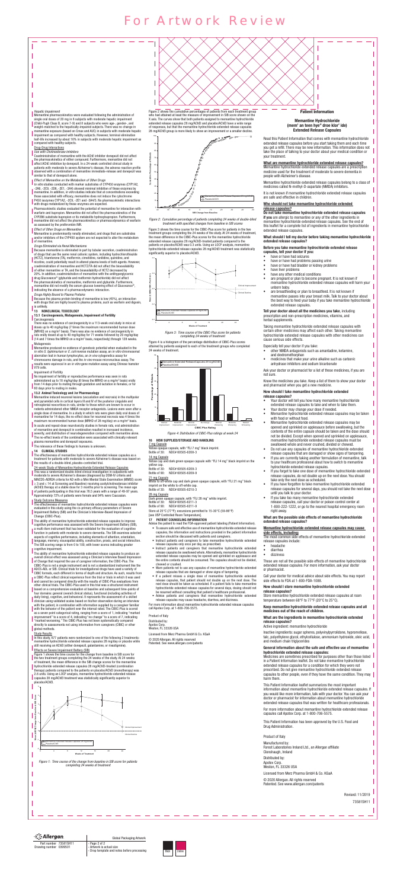# For Artwork Review

*Hepatic Impairment*

Memantine pharmacokinetics were evaluated following the administration of single oral doses of 20 mg in 8 subjects with moderate hepatic impairment (Child-Pugh Class B, score 7-9) and 8 subjects who were age-, gender-, and weight-matched to the hepatically-impaired subjects. There was no change in memantine exposure (based on Cmax and AUC) in subjects with moderate hepatic impairment as compared with healthy subjects. However, terminal elimination half-life increased by about 16% in subjects with moderate hepatic impairment as compared with healthy subjects.

Drug-Drug Interactions

*Use with Cholinesterase Inhibitors*

Coadministration of memantine with the AChE inhibitor donepezil did not affect the pharmacokinetics of either compound. Furthermore, memantine did not affect AChE inhibition by donepezil. In a 24-week controlled clinical study in patients with moderate to severe Alzheimer's disease, the adverse reaction profile observed with a combination of memantine immediate-release and donepezil was similar to that of donepezil alone.

*Effect of Memantine on the Metabolism of Other Drugs*

In vitro studies conducted with marker substrates of CYP450 enzymes (CYP1A2, -2A6, -2C9, -2D6, -2E1, -3A4) showed minimal inhibition of these enzymes by memantine. In addition, in vitro studies indicate that at concentrations exceeding those associated with efficacy, memantine does not induce the cytochrome P450 isozymes CYP1A2, -2C9, -2E1 and -3A4/5. No pharmacokinetic interactions with drugs metabolized by these enzymes are expected.

Pharmacokinetic studies evaluated the potential of memantine for interaction with warfarin and bupropion. Memantine did not affect the pharmacokinetics of the CYP2B6 substrate bupropion or its metabolite hydroxybupropion. Furthermore, memantine did not affect the pharmacokinetics or pharmacodynamics of warfarin as assessed by the prothrombin INR.

*Effect of Other Drugs on Memantine*

Memantine is predominantly renally eliminated, and drugs that are substrates and/or inhibitors of the CYP450 system are not expected to alter the metabolism of memantine.

*Drugs Eliminated via Renal Mechanisms*

Because memantine is eliminated in part by tubular secretion, coadministration of drugs that use the same renal cationic system, including hydrochlorothiazide (HCTZ), triamterene (TA), metformin, cimetidine, ranitidine, quinidine, and nicotine, could potentially result in altered plasma levels of both agents. However, coadministration of memantine and HCTZ/TA did not affect the bioavailability of either memantine or TA, and the bioavailability of HCTZ decreased by 20%. In addition, coadministration of memantine with the antihyperglycemic drug Glucovance® (glyburide and metformin hydrochloride) did not affect the pharmacokinetics of memantine, metformin and glyburide. Furthermore, memantine did not modify the serum glucose lowering effect of Glucovance®, indicating the absence of a pharmacodynamic interaction.

*Drugs Highly Bound to Plasma Proteins*

Because the plasma protein binding of memantine is low (45%), an interaction with drugs that are highly bound to plasma proteins, such as warfarin and digoxin, is unlikely.

## 13 NONCLINICAL TOXICOLOGY

### 13.1 Carcinogenesis, Mutagenesis, Impairment of Fertility

Carcinogenesis

There was no evidence of carcinogenicity in a 113-week oral study in mice at doses up to 40 mg/kg/day (7 times the maximum recommended human dose [MRHD] on a mg/m² basis). There was also no evidence of carcinogenicity in rats orally dosed at up to 40 mg/kg/day for 71 weeks followed by 20 mg/kg/day (14 and 7 times the MRHD on a mg/m² basis, respectively) through 128 weeks.

Mutagenesis

Memantine produced no evidence of genotoxic potential when evaluated in the *in vitro S. typhimurium* or *E. coli* reverse mutation assay, an *in vitro* chromosomal aberration test in human lymphocytes, an *in vivo* cytogenetics assay for chromosome damage in rats, and the *in vivo* mouse micronucleus assay. The results were equivocal in an *in vitro* gene mutation assay using Chinese hamster V79 cells.

Impairment of Fertility

No impairment of fertility or reproductive performance was seen in rats administered up to 18 mg/kg/day (6 times the MRHD on a mg/m² basis) orally from 14 days prior to mating through gestation and lactation in females, or for 60 days prior to mating in males.

### 13.2 Animal Toxicology and/or Pharmacology

Memantine induced neuronal lesions (vacuolation and necrosis) in the multipolar and pyramidal cells in cortical layers III and IV of the posterior cingulate and retrosplenial neocortices in rats, similar to those which are known to occur in rodents administered other NMDA receptor antagonists. Lesions were seen after a single dose of memantine. In a study in which rats were given daily oral doses of memantine for 14 days, the no-effect dose for neuronal necrosis was 4 times the maximum recommended human dose (MRHD of 28 mg/day) on a mg/m² basis.

In acute and repeat-dose neurotoxicity studies in female rats, oral administration of memantine and donepezil in combination resulted in increased incidence, severity, and distribution of neurodegeneration compared with memantine alone. The no-effect levels of the combination were associated with clinically relevant plasma memantine and donepezil exposures.

The relevance of these findings to humans is unknown.

## 14 CLINICAL STUDIES

The effectiveness of memantine hydrochloride extended release capsules as a treatment for patients with moderate to severe Alzheimer's disease was based on the results of a double-blind, placebo-controlled trial.

24-week Study of Memantine Hydrochloride Extended Release Capsules

This was a randomized double-blind clinical investigation in outpatients with moderate to severe Alzheimer's disease (diagnosed by DSM-IV criteria and NINCDS-ADRDA criteria for AD with a Mini Mental State Examination (MMSE) score ≥ 3 and ≤ 14 at Screening and Baseline) receiving acetylcholinesterase inhibitor (AChEI) therapy at a stable dose for 3 months prior to screening. The mean age of patients participating in this trial was 76.5 years with a range of 49-97 years. Approximately 72% of patients were female and 94% were Caucasian.

Study Outcome Measures

The effectiveness of memantine hydrochloride extended release capsules was evaluated in this study using the co-primary efficacy parameters of Severe Impairment Battery (SIB) and the Clinician's Interview-Based Impression of Change (CIBIC-Plus).

The ability of memantine hydrochloride extended release capsules to improve cognitive performance was assessed with the Severe Impairment Battery (SIB), a multi-item instrument that has been validated for the evaluation of cognitive function in patients with moderate to severe dementia. The SIB examines selected aspects of cognitive performance, including elements of attention, orientation, language, memory, visuospatial ability, construction, praxis, and social interaction. The SIB scoring range is from 0 to 100, with lower scores indicating greater cognitive impairment.

The ability of memantine hydrochloride extended release capsules to produce an overall clinical effect was assessed using a Clinician's Interview Based Impression of Change that required the use of caregiver information, the CIBIC-Plus. The CIBIC-Plus is not a single instrument and is not a standardized instrument like the ADCS-ADL or SIB. Clinical trials for investigational drugs have used a variety of CIBIC formats, each different in terms of depth and structure. As such, results from a CIBIC-Plus reflect clinical experience from the trial or trials in which it was used and cannot be compared directly with the results of CIBIC-Plus evaluations from other clinical trials. The CIBIC-Plus used in this trial was a structured instrument based on a comprehensive evaluation at baseline and subsequent time-points of four domains: general (overall clinical status), functional (including activities of daily living), cognitive, and behavioral. It represents the assessment of a skilled clinician using validated scales based on his/her observation during an interview with the patient, in combination with information supplied by a caregiver familiar with the behavior of the patient over the interval rated. The CIBIC-Plus is scored as a seven point categorical rating, ranging from a score of 1, indicating "marked improvement" to a score of 4, indicating "no change" to a score of 7, indicating "marked worsening." The CIBIC-Plus has not been systematically compared directly to assessments not using information from caregivers (CIBIC) or other global methods.

Study Results

In this study, 677 patients were randomized to one of the following 2 treatments: memantine hydrochloride extended release capsules 28 mg/day or placebo while still receiving an AChEI (either donepezil, galantamine, or rivastigmine).

Effects on Severe Impairment Battery (SIB)

Figure 1 shows the time course for the change from baseline in SIB score for the two treatment groups completing the 24 weeks of the study. At 24 weeks of treatment, the mean difference in the SIB change scores for the memantine hydrochloride extended release capsules 28 mg/AChEI-treated (combination therapy) patients compared to the patients on placebo/AChEI (monotherapy) was 2.6 units. Using an LOCF analysis, memantine hydrochloride extended release capsules 28 mg/AChEI treatment was statistically significant superior to placebo/AChEI.

Mean (±SEM) SIB Change from Baseline

Weeks of Treatment

Clinical Improvement

Clinical Decline

Memantine Hydrochloride Extended Release Capsules 28 mg/AChEI

Placebo/AChEI

*Figure 1: Time course of the change from baseline in SIB score for patients completing 24 weeks of treatment*

Figure 2 shows the cumulative percentages of patients from each treatment group who had attained at least the measure of improvement in SIB score shown on the X axis. The curves show that both patients assigned to memantine hydrochloride extended release capsules 28 mg/AChEI and placebo/AChEI have a wide range of responses, but that the memantine hydrochloride extended release capsules 28 mg/AChEI group is more likely to show an improvement or a smaller decline.

Cumulative Percentage of Patients

SIB Change from Baseline

Memantine Hydrochloride Extended Release Capsules 28 mg/AChEI

Placebo/AChEI

*Figure 2: Cumulative percentage of patients completing 24 weeks of double-blind treatment with specified changes from baseline in SIB scores*

Figure 3 shows the time course for the CIBIC-Plus score for patients in the two treatment groups completing the 24 weeks of the study. At 24 weeks of treatment, the mean difference in the CIBIC-Plus scores for the memantine hydrochloride extended release capsules 28 mg/AChEI-treated patients compared to the patients on placebo/AChEI was 0.3 units. Using an LOCF analysis, memantine hydrochloride extended release capsules 28 mg/AChEI treatment was statistically significantly superior to placebo/AChEI.

Mean (±SEM) CIBIC-Plus Rating

Weeks of Treatment

Clinical Improvement

Clinical Decline

Memantine Hydrochloride Extended Release Capsules 28 mg/AChEI

Placebo/AChEI

*Figure 3: Time course of the CIBIC-Plus score for patients completing 24 weeks of treatment*

Figure 4 is a histogram of the percentage distribution of CIBIC-Plus scores attained by patients assigned to each of the treatment groups who completed 24 weeks of treatment.

Memantine Extended Release Capsules 28 mg/AChEI

Placebo/AChEI

Percentage of Patients

CIBIC Plus Rating

Marked Improvement

Moderate Improvement

Minimal Improvement

No Change

Minimal Worsening

Moderate Worsening

Marked Worsening

*Figure 4: Distribution of CIBIC-Plus ratings at week 24*

## 16 HOW SUPPLIED/STORAGE AND HANDLING

7 mg Capsule

Yellow opaque capsule, with "FL1 7 mg" black imprint.

Bottle of 30: NDC# 60505-6208-3

14 mg Capsule

Yellow cap and dark green opaque capsule with "FL1 14 mg" black imprint on the yellow cap.

Bottle of 30: NDC# 60505-6209-3

Bottle of 90: NDC# 60505-6209-9

21 mg Capsule

White to off-white cap and dark green opaque capsule, with "FL1 21 mg" black imprint on the white to off-white cap.

Bottle of 30: NDC# 60505-6210-3

28 mg Capsule

Dark green opaque capsule, with "FL1 28 mg" white imprint.

Bottle of 30: NDC# 60505-6211-3

Bottle of 90: NDC# 60505-6211-9

Store at 25°C (77°F); excursions permitted to 15-30°C (59-86°F) [see USP Controlled Room Temperature].

## 17 PATIENT COUNSELING INFORMATION

Advise the patient to read the FDA-approved patient labeling (Patient Information).

- To assure safe and effective use of memantine hydrochloride extended release capsules, the information and instructions provided in the patient information section should be discussed with patients and caregivers.
- Instruct patients and caregivers to take memantine hydrochloride extended release capsules only once per day, as prescribed.
- Instruct patients and caregivers that memantine hydrochloride extended release capsules be swallowed whole. Alternatively, memantine hydrochloride extended release capsules may be opened and sprinkled on applesauce and the entire contents should be consumed. The capsules should not be divided, chewed or crushed.
- Warn patients not to use any capsules of memantine hydrochloride extended release capsules that are damaged or show signs of tampering.
- If a patient misses a single dose of memantine hydrochloride extended release capsules, that patient should not double up on the next dose. The next dose should be taken as scheduled. If a patient fails to take memantine hydrochloride extended release capsules for several days, dosing should not be resumed without consulting that patient's healthcare professional.
- Advise patients and caregivers that memantine hydrochloride extended release capsules may cause headache, diarrhea, and dizziness.

For more information about memantine hydrochloride extended release capsules call Apotex Corp. at 1-800-706-5575.

Product of Italy

Distributed by:
Apotex Corp.
Weston, FL 33326 USA

Licensed from Merz Pharma GmbH & Co. KGaA

© 2020 Allergan. All rights reserved
Patented. See www.allergan.com/patents

# Patient Information

## Memantine Hydrochloride (mem' an teen hye" droe klor' ide) Extended Release Capsules

Read this Patient Information that comes with memantine hydrochloride extended release capsules before you start taking them and each time you get a refill. There may be new information. This information does not take the place of talking to your doctor about your medical condition or your treatment.

**What are memantine hydrochloride extended release capsules?**

Memantine hydrochloride extended release capsules are a prescription medicine used for the treatment of moderate to severe dementia in people with Alzheimer's disease.

Memantine hydrochloride extended release capsules belong to a class of medicines called N-methyl-D-aspartate (NMDA) inhibitors.

It is not known if memantine hydrochloride extended release capsules are safe and effective in children.

**Who should not take memantine hydrochloride extended release capsules?**

**Do not take memantine hydrochloride extended release capsules if you** are allergic to memantine or any of the other ingredients in memantine hydrochloride extended release capsules. See the end of this leaflet for a complete list of ingredients in memantine hydrochloride extended release capsules.

**What should I tell my doctor before taking memantine hydrochloride extended release capsules?**

**Before you take memantine hydrochloride extended release capsules, tell your doctor if you:**

- have or have had seizures
- have or have had problems passing urine
- have or have had bladder or kidney problems
- have liver problems
- have any other medical conditions
- are pregnant or plan to become pregnant. It is not known if memantine hydrochloride extended release capsules will harm your unborn baby.
- are breastfeeding or plan to breastfeed. It is not known if memantine passes into your breast milk. Talk to your doctor about the best way to feed your baby if you take memantine hydrochloride extended release capsules.

**Tell your doctor about all the medicines you take,** including prescription and non-prescription medicines, vitamins, and herbal supplements.

Taking memantine hydrochloride extended release capsules with certain other medicines may affect each other. Taking memantine hydrochloride extended release capsules with other medicines can cause serious side effects.

Especially tell your doctor if you take:

- other NMDA antagonists such as amantadine, ketamine, and dextromethorphan
- medicines that make your urine alkaline such as carbonic anhydrase inhibitors and sodium bicarbonate

Ask your doctor or pharmacist for a list of these medicines, if you are not sure.

Know the medicines you take. Keep a list of them to show your doctor and pharmacist when you get a new medicine.

**How should I take memantine hydrochloride extended release capsules?**

- Your doctor will tell you how many memantine hydrochloride extended release capsules to take and when to take them.
- Your doctor may change your dose if needed.
- Memantine hydrochloride extended release capsules may be taken with food or without food.
- Memantine hydrochloride extended release capsules may be opened and sprinkled on applesauce before swallowing, but the contents of the entire capsule should be taken and the dose should not be divided. Except when opened and sprinkled on applesauce, memantine hydrochloride extended release capsules must be swallowed whole and never crushed, divided or chewed.
- Do not use any capsules of memantine hydrochloride extended release capsules that are damaged or show signs of tampering.
- If you are currently taking another formulation of memantine, talk to your healthcare professional about how to switch to memantine hydrochloride extended release capsules.
- If you forget to take one dose of memantine hydrochloride extended release capsules, do not double up on the next dose. You should take only the next dose as scheduled.
- If you have forgotten to take memantine hydrochloride extended release capsules for several days, you should not take the next dose until you talk to your doctor.
- If you take too many memantine hydrochloride extended release capsules, call your doctor or poison control center at 1-800-222-1222, or go to the nearest hospital emergency room right away.

**What are the possible side effects of memantine hydrochloride extended release capsules?**

**Memantine hydrochloride extended release capsules may cause side effects, including:**

The most common side effects of memantine hydrochloride extended release capsules include:

- headache
- diarrhea
- dizziness

These are not all the possible side effects of memantine hydrochloride extended release capsules. For more information, ask your doctor or pharmacist.

Call your doctor for medical advice about side effects. You may report side effects to FDA at 1-800-FDA-1088.

**How should I store memantine hydrochloride extended release capsules?**

Store memantine hydrochloride extended release capsules at room temperature between 68°F to 77°F (20°C to 25°C).

**Keep memantine hydrochloride extended release capsules and all medicines out of the reach of children.**

**What are the ingredients in memantine hydrochloride extended release capsules?**

Active ingredient: memantine hydrochloride

Inactive ingredients: sugar spheres, polyvinylpyrrolidone, hypromellose, talc, polyethylene glycol, ethylcellulose, ammonium hydroxide, oleic acid, and medium chain triglycerides

**General information about the safe and effective use of memantine hydrochloride extended release capsules:**

Medicines are sometimes prescribed for purposes other than those listed in a Patient Information leaflet. Do not take memantine hydrochloride extended release capsules for a condition for which they were not prescribed. Do not give memantine hydrochloride extended release capsules to other people, even if they have the same condition. They may harm them.

This Patient Information leaflet summarizes the most important information about memantine hydrochloride extended release capsules. If you would like more information, talk with your doctor. You can ask your doctor or pharmacist for information about memantine hydrochloride extended release capsules that was written for healthcare professionals.

For more information about memantine hydrochloride extended release capsules call Apotex Corp. at 1-800-706-5575.

This Patient Information has been approved by the U.S. Food and Drug Administration.

Product of Italy

Manufactured by:
Forest Laboratories Ireland Ltd., an Allergan affiliate
Clonshaugh, Ireland

Distributed by:
Apotex Corp.
Weston, FL 33326 USA

Licensed from Merz Pharma GmbH & Co. KGaA

© 2020 Allergan. All rights reserved
Patented. See www.allergan.com/patents

Revised: 11/2019

735815H1

Allergan | Global Packaging Artwork

Part number 735815H1
Drawing number D99501

- Page 2 of 2
- Artwork is actual size
- Drop template and notes before processing

Black | Dieline